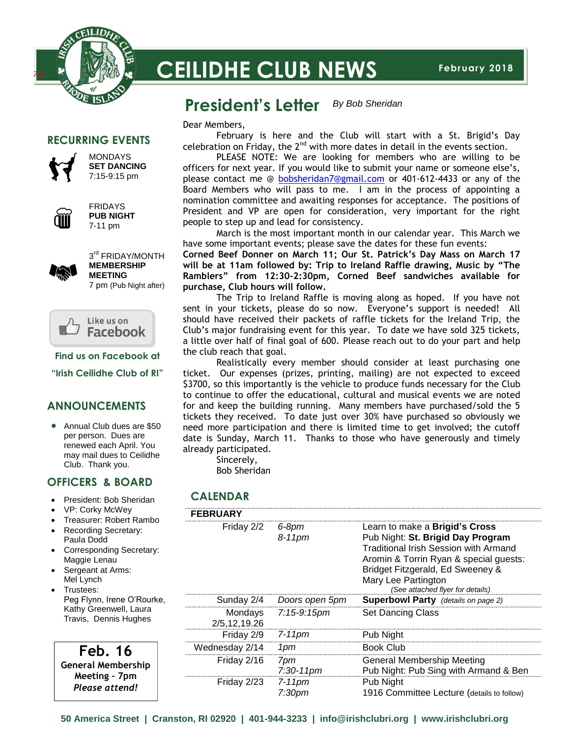# CEILIDHE CLUB NEWS

February 2018

## RECURRING EVENTS

MONDAYS
**SET DANCING**
7:15-9:15 pm

FRIDAYS
**PUB NIGHT**
7-11 pm

3rd FRIDAY/MONTH
**MEMBERSHIP MEETING**
7 pm (Pub Night after)

Like us on Facebook

**Find us on Facebook at "Irish Ceilidhe Club of RI"**

## ANNOUNCEMENTS

- Annual Club dues are $50 per person. Dues are renewed each April. You may mail dues to Ceilidhe Club. Thank you.

## OFFICERS & BOARD

- President: Bob Sheridan
- VP: Corky McWey
- Treasurer: Robert Rambo
- Recording Secretary: Paula Dodd
- Corresponding Secretary: Maggie Lenau
- Sergeant at Arms: Mel Lynch
- Trustees: Peg Flynn, Irene O'Rourke, Kathy Greenwell, Laura Travis, Dennis Hughes

**Feb. 16**
**General Membership Meeting - 7pm**
***Please attend!***

## President's Letter

*By Bob Sheridan*

Dear Members,

February is here and the Club will start with a St. Brigid's Day celebration on Friday, the 2nd with more dates in detail in the events section.

PLEASE NOTE: We are looking for members who are willing to be officers for next year. If you would like to submit your name or someone else's, please contact me @ bobsheridan7@gmail.com or 401-612-4433 or any of the Board Members who will pass to me. I am in the process of appointing a nomination committee and awaiting responses for acceptance. The positions of President and VP are open for consideration, very important for the right people to step up and lead for consistency.

March is the most important month in our calendar year. This March we have some important events; please save the dates for these fun events: **Corned Beef Donner on March 11; Our St. Patrick's Day Mass on March 17 will be at 11am followed by: Trip to Ireland Raffle drawing, Music by "The Ramblers" from 12:30-2:30pm, Corned Beef sandwiches available for purchase, Club hours will follow.**

The Trip to Ireland Raffle is moving along as hoped. If you have not sent in your tickets, please do so now. Everyone's support is needed! All should have received their packets of raffle tickets for the Ireland Trip, the Club's major fundraising event for this year. To date we have sold 325 tickets, a little over half of final goal of 600. Please reach out to do your part and help the club reach that goal.

Realistically every member should consider at least purchasing one ticket. Our expenses (prizes, printing, mailing) are not expected to exceed $3700, so this importantly is the vehicle to produce funds necessary for the Club to continue to offer the educational, cultural and musical events we are noted for and keep the building running. Many members have purchased/sold the 5 tickets they received. To date just over 30% have purchased so obviously we need more participation and there is limited time to get involved; the cutoff date is Sunday, March 11. Thanks to those who have generously and timely already participated.

Sincerely,
Bob Sheridan

## CALENDAR

| FEBRUARY | | |
|---|---|---|
| Friday 2/2 | *6-8pm*<br>*8-11pm* | Learn to make a **Brigid's Cross**<br>Pub Night: **St. Brigid Day Program**<br>Traditional Irish Session with Armand Aromin & Torrin Ryan & special guests: Bridget Fitzgerald, Ed Sweeney & Mary Lee Partington<br>*(See attached flyer for details)* |
| Sunday 2/4 | *Doors open 5pm* | **Superbowl Party** *(details on page 2)* |
| Mondays 2/5,12,19.26 | *7:15-9:15pm* | Set Dancing Class |
| Friday 2/9 | *7-11pm* | Pub Night |
| Wednesday 2/14 | *1pm* | Book Club |
| Friday 2/16 | *7pm*<br>*7:30-11pm* | General Membership Meeting<br>Pub Night: Pub Sing with Armand & Ben |
| Friday 2/23 | *7-11pm*<br>*7:30pm* | Pub Night<br>1916 Committee Lecture (details to follow) |

**50 America Street | Cranston, RI 02920 | 401-944-3233 | info@irishclubri.org | www.irishclubri.org**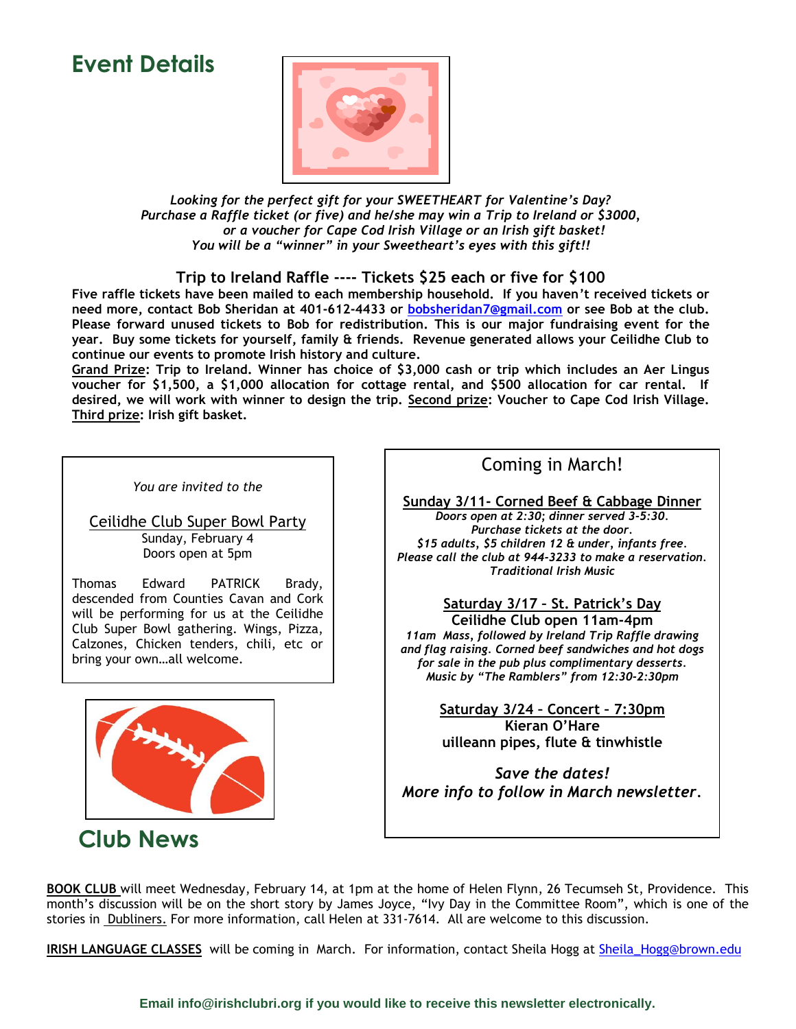## Event Details

*Looking for the perfect gift for your SWEETHEART for Valentine's Day?*
*Purchase a Raffle ticket (or five) and he/she may win a Trip to Ireland or $3000, or a voucher for Cape Cod Irish Village or an Irish gift basket!*
*You will be a "winner" in your Sweetheart's eyes with this gift!!*

### Trip to Ireland Raffle ---- Tickets $25 each or five for $100

**Five raffle tickets have been mailed to each membership household. If you haven't received tickets or need more, contact Bob Sheridan at 401-612-4433 or bobsheridan7@gmail.com or see Bob at the club. Please forward unused tickets to Bob for redistribution. This is our major fundraising event for the year. Buy some tickets for yourself, family & friends. Revenue generated allows your Ceilidhe Club to continue our events to promote Irish history and culture.**

**Grand Prize: Trip to Ireland. Winner has choice of $3,000 cash or trip which includes an Aer Lingus voucher for $1,500, a $1,000 allocation for cottage rental, and $500 allocation for car rental. If desired, we will work with winner to design the trip. Second prize: Voucher to Cape Cod Irish Village. Third prize: Irish gift basket.**

*You are invited to the*

Ceilidhe Club Super Bowl Party
Sunday, February 4
Doors open at 5pm

Thomas Edward PATRICK Brady, descended from Counties Cavan and Cork will be performing for us at the Ceilidhe Club Super Bowl gathering. Wings, Pizza, Calzones, Chicken tenders, chili, etc or bring your own…all welcome.

### Coming in March!

**Sunday 3/11- Corned Beef & Cabbage Dinner**
*Doors open at 2:30; dinner served 3-5:30.*
*Purchase tickets at the door.*
*$15 adults, $5 children 12 & under, infants free.*
*Please call the club at 944-3233 to make a reservation.*
*Traditional Irish Music*

**Saturday 3/17 – St. Patrick's Day**
**Ceilidhe Club open 11am-4pm**
*11am Mass, followed by Ireland Trip Raffle drawing and flag raising. Corned beef sandwiches and hot dogs for sale in the pub plus complimentary desserts. Music by "The Ramblers" from 12:30-2:30pm*

**Saturday 3/24 – Concert – 7:30pm**
**Kieran O'Hare**
**uilleann pipes, flute & tinwhistle**

***Save the dates!***
***More info to follow in March newsletter.***

## Club News

**BOOK CLUB** will meet Wednesday, February 14, at 1pm at the home of Helen Flynn, 26 Tecumseh St, Providence. This month's discussion will be on the short story by James Joyce, "Ivy Day in the Committee Room", which is one of the stories in Dubliners. For more information, call Helen at 331-7614. All are welcome to this discussion.

**IRISH LANGUAGE CLASSES** will be coming in March. For information, contact Sheila Hogg at Sheila_Hogg@brown.edu

**Email info@irishclubri.org if you would like to receive this newsletter electronically.**